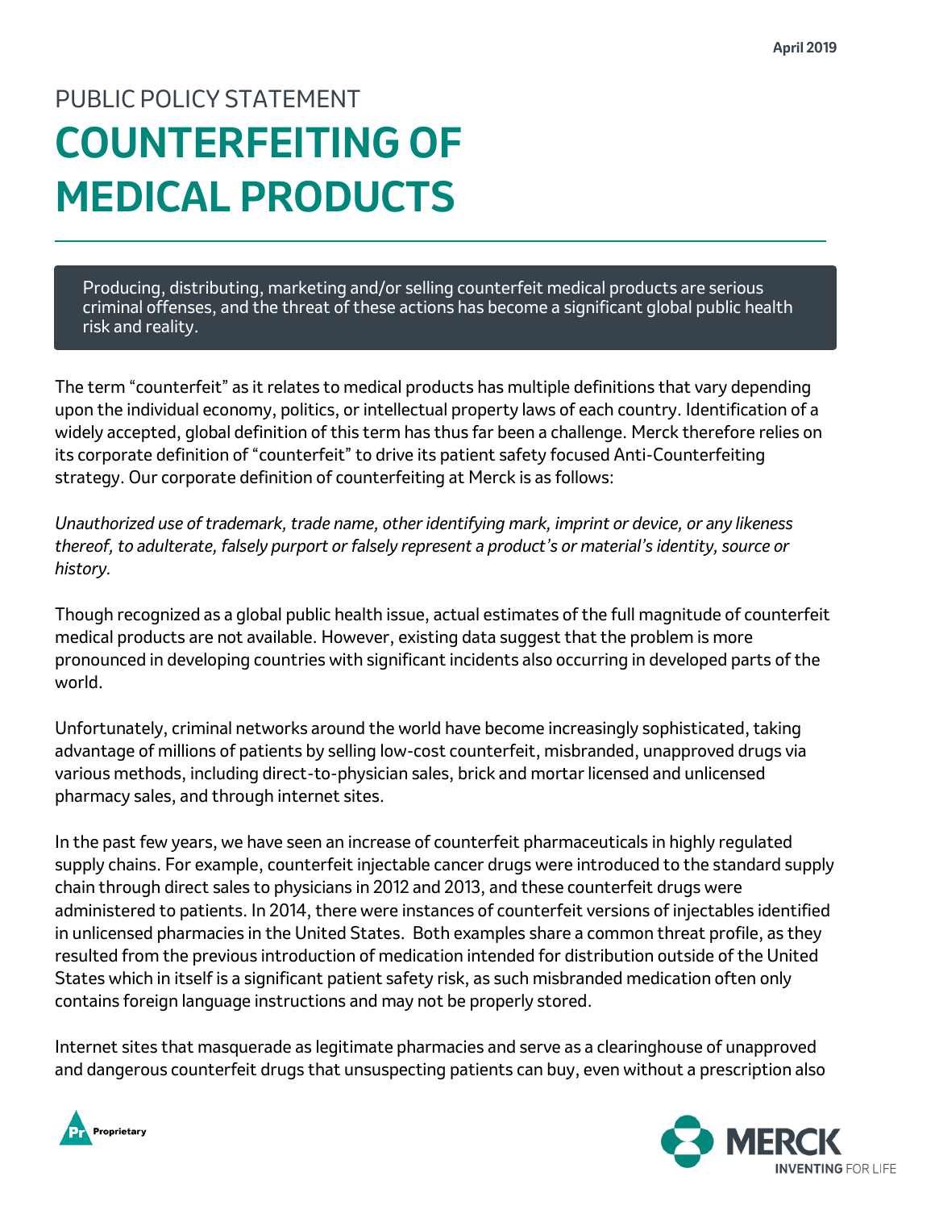April 2019

PUBLIC POLICY STATEMENT

# COUNTERFEITING OF MEDICAL PRODUCTS

Producing, distributing, marketing and/or selling counterfeit medical products are serious criminal offenses, and the threat of these actions has become a significant global public health risk and reality.

The term "counterfeit" as it relates to medical products has multiple definitions that vary depending upon the individual economy, politics, or intellectual property laws of each country. Identification of a widely accepted, global definition of this term has thus far been a challenge. Merck therefore relies on its corporate definition of "counterfeit" to drive its patient safety focused Anti-Counterfeiting strategy. Our corporate definition of counterfeiting at Merck is as follows:

*Unauthorized use of trademark, trade name, other identifying mark, imprint or device, or any likeness thereof, to adulterate, falsely purport or falsely represent a product's or material's identity, source or history.*

Though recognized as a global public health issue, actual estimates of the full magnitude of counterfeit medical products are not available. However, existing data suggest that the problem is more pronounced in developing countries with significant incidents also occurring in developed parts of the world.

Unfortunately, criminal networks around the world have become increasingly sophisticated, taking advantage of millions of patients by selling low-cost counterfeit, misbranded, unapproved drugs via various methods, including direct-to-physician sales, brick and mortar licensed and unlicensed pharmacy sales, and through internet sites.

In the past few years, we have seen an increase of counterfeit pharmaceuticals in highly regulated supply chains. For example, counterfeit injectable cancer drugs were introduced to the standard supply chain through direct sales to physicians in 2012 and 2013, and these counterfeit drugs were administered to patients. In 2014, there were instances of counterfeit versions of injectables identified in unlicensed pharmacies in the United States. Both examples share a common threat profile, as they resulted from the previous introduction of medication intended for distribution outside of the United States which in itself is a significant patient safety risk, as such misbranded medication often only contains foreign language instructions and may not be properly stored.

Internet sites that masquerade as legitimate pharmacies and serve as a clearinghouse of unapproved and dangerous counterfeit drugs that unsuspecting patients can buy, even without a prescription also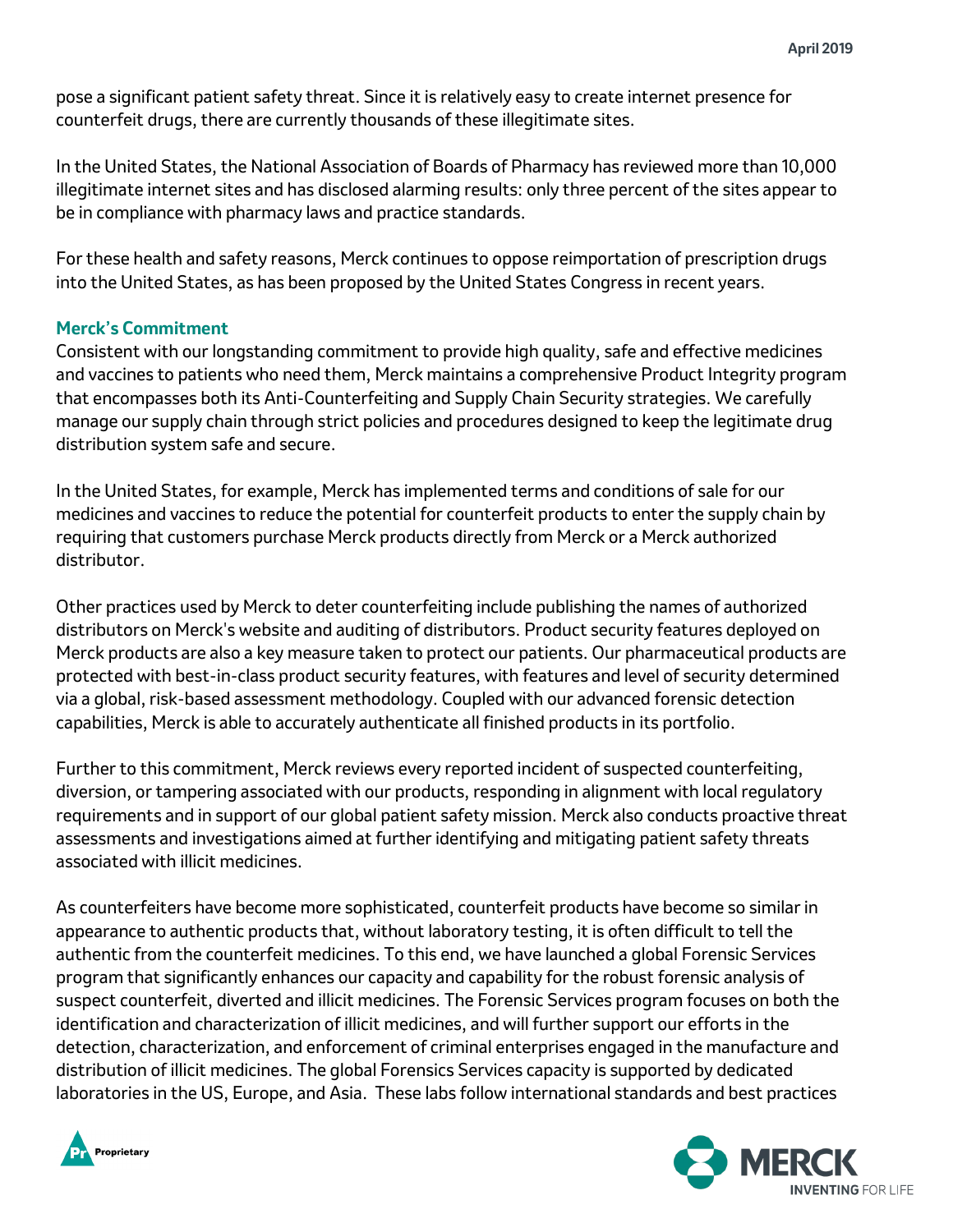pose a significant patient safety threat. Since it is relatively easy to create internet presence for counterfeit drugs, there are currently thousands of these illegitimate sites.

In the United States, the National Association of Boards of Pharmacy has reviewed more than 10,000 illegitimate internet sites and has disclosed alarming results: only three percent of the sites appear to be in compliance with pharmacy laws and practice standards.

For these health and safety reasons, Merck continues to oppose reimportation of prescription drugs into the United States, as has been proposed by the United States Congress in recent years.

### Merck's Commitment

Consistent with our longstanding commitment to provide high quality, safe and effective medicines and vaccines to patients who need them, Merck maintains a comprehensive Product Integrity program that encompasses both its Anti-Counterfeiting and Supply Chain Security strategies. We carefully manage our supply chain through strict policies and procedures designed to keep the legitimate drug distribution system safe and secure.

In the United States, for example, Merck has implemented terms and conditions of sale for our medicines and vaccines to reduce the potential for counterfeit products to enter the supply chain by requiring that customers purchase Merck products directly from Merck or a Merck authorized distributor.

Other practices used by Merck to deter counterfeiting include publishing the names of authorized distributors on Merck's website and auditing of distributors. Product security features deployed on Merck products are also a key measure taken to protect our patients. Our pharmaceutical products are protected with best-in-class product security features, with features and level of security determined via a global, risk-based assessment methodology. Coupled with our advanced forensic detection capabilities, Merck is able to accurately authenticate all finished products in its portfolio.

Further to this commitment, Merck reviews every reported incident of suspected counterfeiting, diversion, or tampering associated with our products, responding in alignment with local regulatory requirements and in support of our global patient safety mission. Merck also conducts proactive threat assessments and investigations aimed at further identifying and mitigating patient safety threats associated with illicit medicines.

As counterfeiters have become more sophisticated, counterfeit products have become so similar in appearance to authentic products that, without laboratory testing, it is often difficult to tell the authentic from the counterfeit medicines. To this end, we have launched a global Forensic Services program that significantly enhances our capacity and capability for the robust forensic analysis of suspect counterfeit, diverted and illicit medicines. The Forensic Services program focuses on both the identification and characterization of illicit medicines, and will further support our efforts in the detection, characterization, and enforcement of criminal enterprises engaged in the manufacture and distribution of illicit medicines. The global Forensics Services capacity is supported by dedicated laboratories in the US, Europe, and Asia. These labs follow international standards and best practices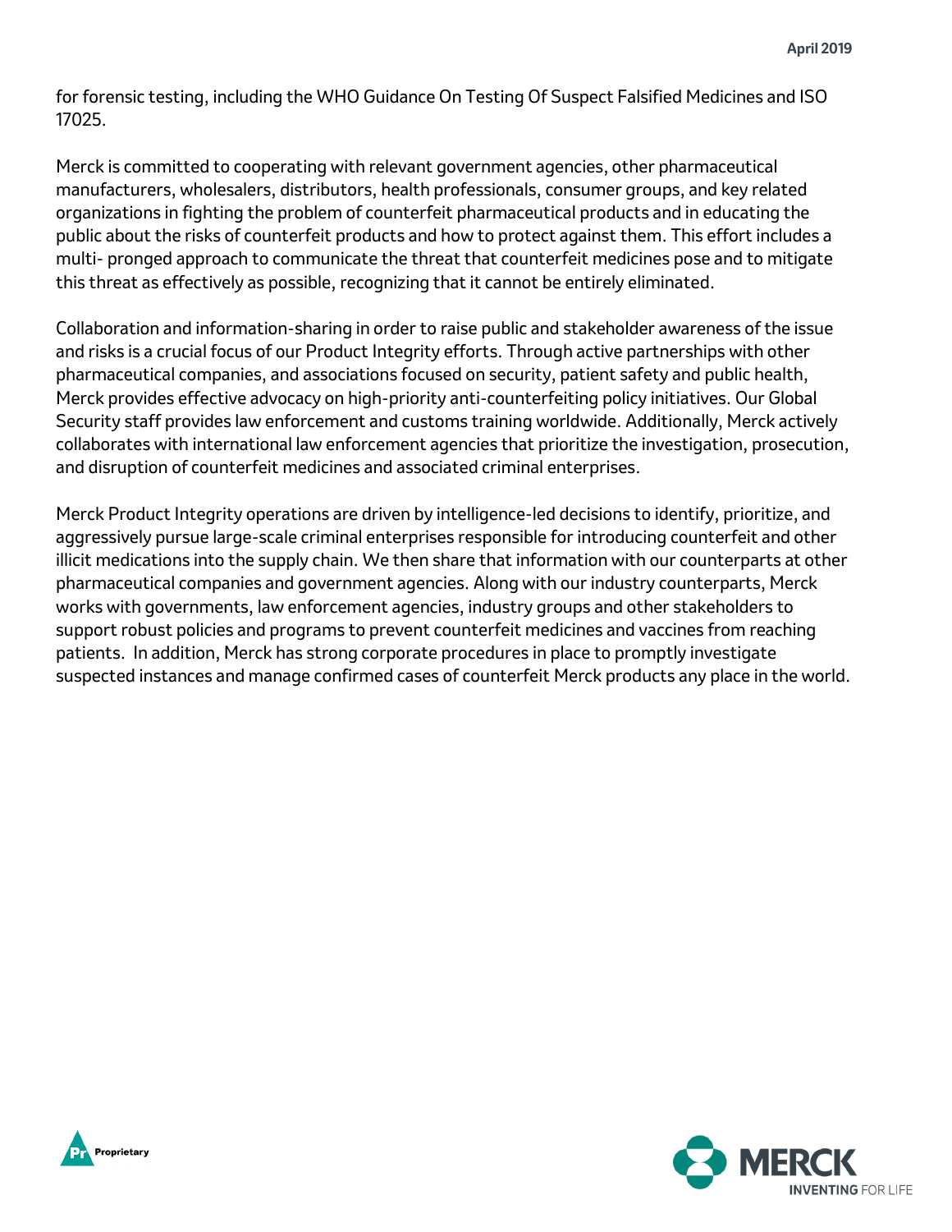for forensic testing, including the WHO Guidance On Testing Of Suspect Falsified Medicines and ISO 17025.

Merck is committed to cooperating with relevant government agencies, other pharmaceutical manufacturers, wholesalers, distributors, health professionals, consumer groups, and key related organizations in fighting the problem of counterfeit pharmaceutical products and in educating the public about the risks of counterfeit products and how to protect against them. This effort includes a multi- pronged approach to communicate the threat that counterfeit medicines pose and to mitigate this threat as effectively as possible, recognizing that it cannot be entirely eliminated.

Collaboration and information-sharing in order to raise public and stakeholder awareness of the issue and risks is a crucial focus of our Product Integrity efforts. Through active partnerships with other pharmaceutical companies, and associations focused on security, patient safety and public health, Merck provides effective advocacy on high-priority anti-counterfeiting policy initiatives. Our Global Security staff provides law enforcement and customs training worldwide. Additionally, Merck actively collaborates with international law enforcement agencies that prioritize the investigation, prosecution, and disruption of counterfeit medicines and associated criminal enterprises.

Merck Product Integrity operations are driven by intelligence-led decisions to identify, prioritize, and aggressively pursue large-scale criminal enterprises responsible for introducing counterfeit and other illicit medications into the supply chain. We then share that information with our counterparts at other pharmaceutical companies and government agencies. Along with our industry counterparts, Merck works with governments, law enforcement agencies, industry groups and other stakeholders to support robust policies and programs to prevent counterfeit medicines and vaccines from reaching patients. In addition, Merck has strong corporate procedures in place to promptly investigate suspected instances and manage confirmed cases of counterfeit Merck products any place in the world.